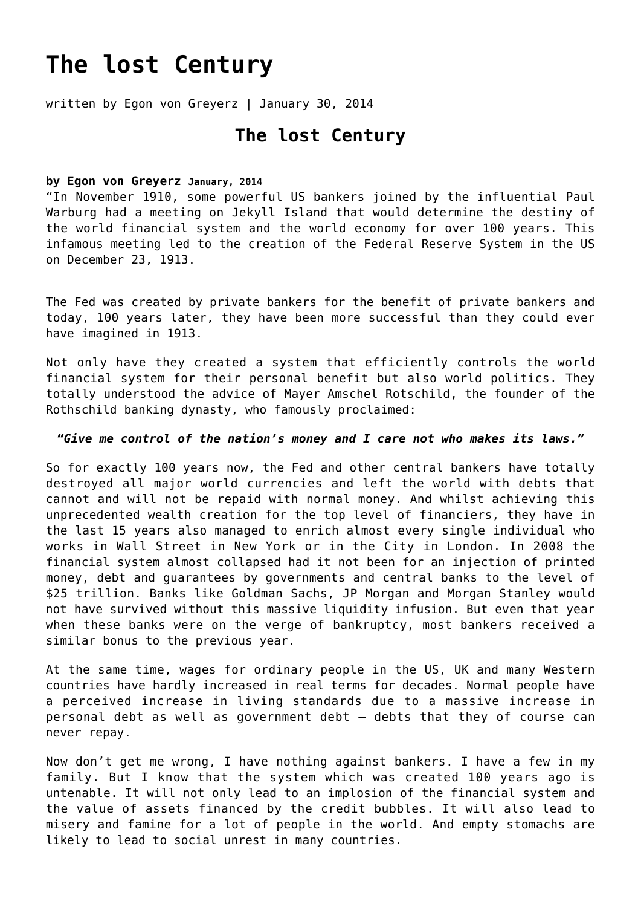# The lost Century

written by Egon von Greyerz | January 30, 2014

## The lost Century

**by Egon von Greyerz** **January, 2014**

"In November 1910, some powerful US bankers joined by the influential Paul Warburg had a meeting on Jekyll Island that would determine the destiny of the world financial system and the world economy for over 100 years. This infamous meeting led to the creation of the Federal Reserve System in the US on December 23, 1913.

The Fed was created by private bankers for the benefit of private bankers and today, 100 years later, they have been more successful than they could ever have imagined in 1913.

Not only have they created a system that efficiently controls the world financial system for their personal benefit but also world politics. They totally understood the advice of Mayer Amschel Rotschild, the founder of the Rothschild banking dynasty, who famously proclaimed:

***"Give me control of the nation's money and I care not who makes its laws."***

So for exactly 100 years now, the Fed and other central bankers have totally destroyed all major world currencies and left the world with debts that cannot and will not be repaid with normal money. And whilst achieving this unprecedented wealth creation for the top level of financiers, they have in the last 15 years also managed to enrich almost every single individual who works in Wall Street in New York or in the City in London. In 2008 the financial system almost collapsed had it not been for an injection of printed money, debt and guarantees by governments and central banks to the level of $25 trillion. Banks like Goldman Sachs, JP Morgan and Morgan Stanley would not have survived without this massive liquidity infusion. But even that year when these banks were on the verge of bankruptcy, most bankers received a similar bonus to the previous year.

At the same time, wages for ordinary people in the US, UK and many Western countries have hardly increased in real terms for decades. Normal people have a perceived increase in living standards due to a massive increase in personal debt as well as government debt – debts that they of course can never repay.

Now don't get me wrong, I have nothing against bankers. I have a few in my family. But I know that the system which was created 100 years ago is untenable. It will not only lead to an implosion of the financial system and the value of assets financed by the credit bubbles. It will also lead to misery and famine for a lot of people in the world. And empty stomachs are likely to lead to social unrest in many countries.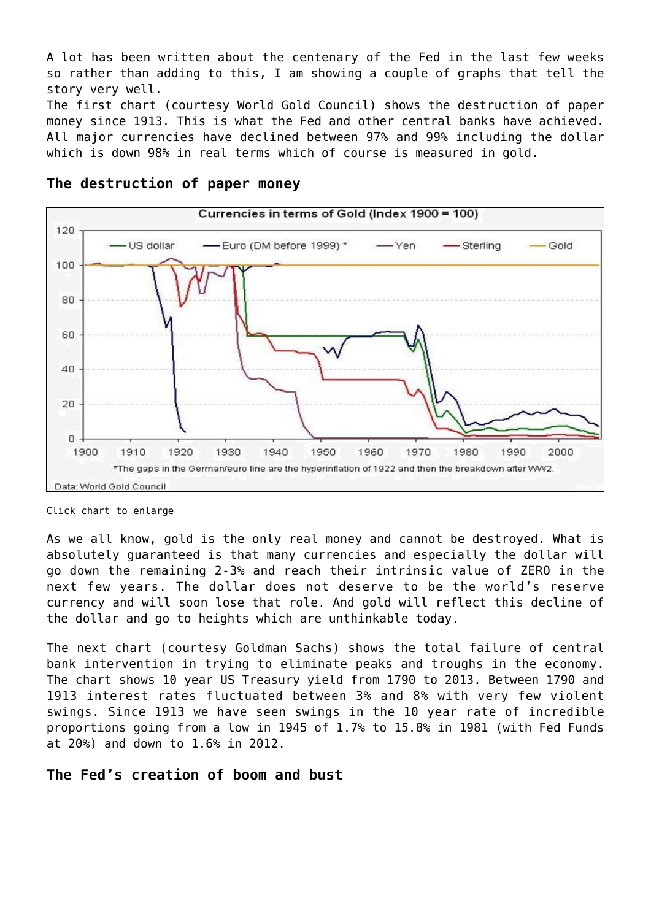A lot has been written about the centenary of the Fed in the last few weeks so rather than adding to this, I am showing a couple of graphs that tell the story very well.
The first chart (courtesy World Gold Council) shows the destruction of paper money since 1913. This is what the Fed and other central banks have achieved. All major currencies have declined between 97% and 99% including the dollar which is down 98% in real terms which of course is measured in gold.

## The destruction of paper money

Click chart to enlarge

As we all know, gold is the only real money and cannot be destroyed. What is absolutely guaranteed is that many currencies and especially the dollar will go down the remaining 2-3% and reach their intrinsic value of ZERO in the next few years. The dollar does not deserve to be the world's reserve currency and will soon lose that role. And gold will reflect this decline of the dollar and go to heights which are unthinkable today.

The next chart (courtesy Goldman Sachs) shows the total failure of central bank intervention in trying to eliminate peaks and troughs in the economy. The chart shows 10 year US Treasury yield from 1790 to 2013. Between 1790 and 1913 interest rates fluctuated between 3% and 8% with very few violent swings. Since 1913 we have seen swings in the 10 year rate of incredible proportions going from a low in 1945 of 1.7% to 15.8% in 1981 (with Fed Funds at 20%) and down to 1.6% in 2012.

## The Fed's creation of boom and bust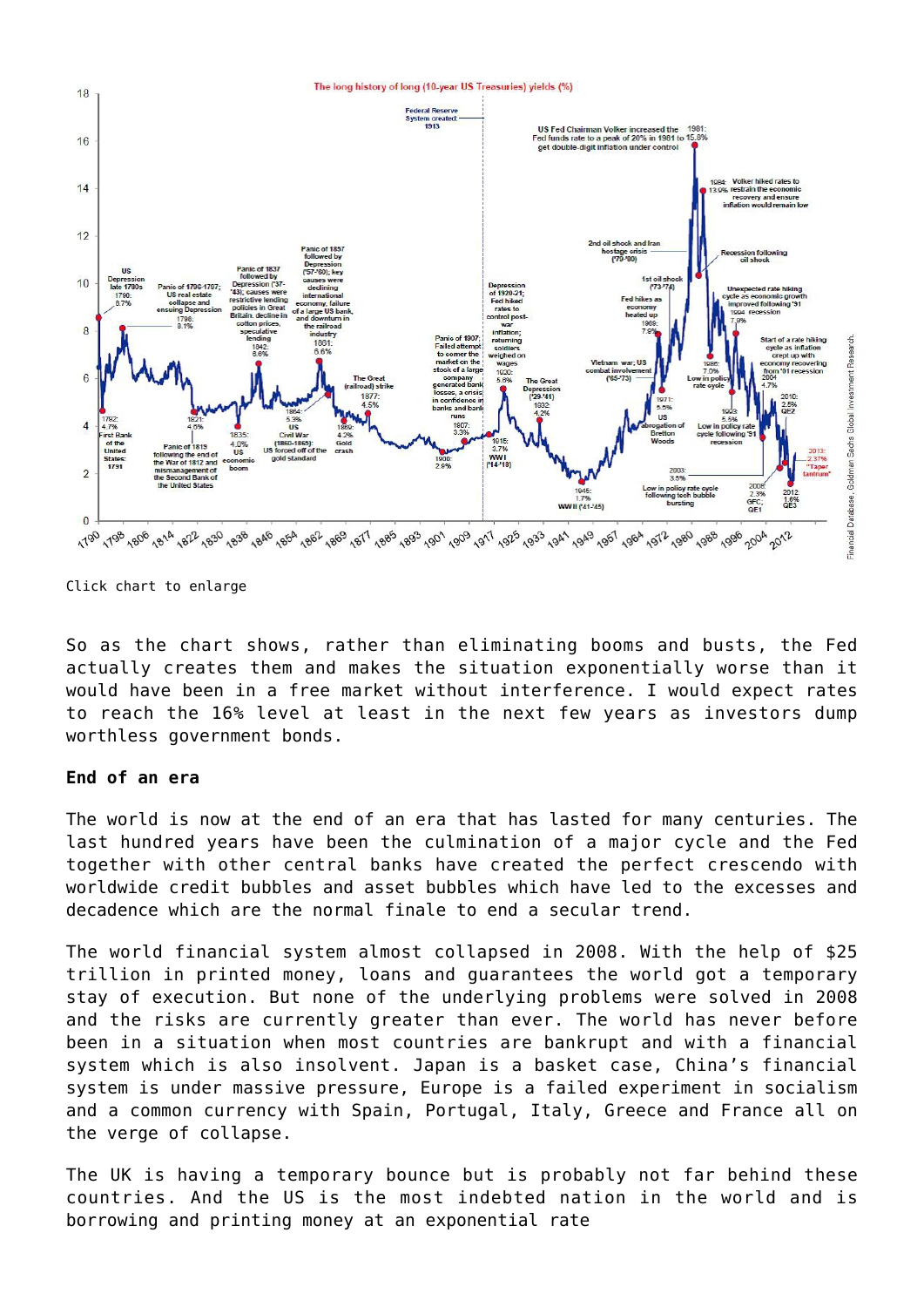Click chart to enlarge

So as the chart shows, rather than eliminating booms and busts, the Fed actually creates them and makes the situation exponentially worse than it would have been in a free market without interference. I would expect rates to reach the 16% level at least in the next few years as investors dump worthless government bonds.

**End of an era**

The world is now at the end of an era that has lasted for many centuries. The last hundred years have been the culmination of a major cycle and the Fed together with other central banks have created the perfect crescendo with worldwide credit bubbles and asset bubbles which have led to the excesses and decadence which are the normal finale to end a secular trend.

The world financial system almost collapsed in 2008. With the help of $25 trillion in printed money, loans and guarantees the world got a temporary stay of execution. But none of the underlying problems were solved in 2008 and the risks are currently greater than ever. The world has never before been in a situation when most countries are bankrupt and with a financial system which is also insolvent. Japan is a basket case, China's financial system is under massive pressure, Europe is a failed experiment in socialism and a common currency with Spain, Portugal, Italy, Greece and France all on the verge of collapse.

The UK is having a temporary bounce but is probably not far behind these countries. And the US is the most indebted nation in the world and is borrowing and printing money at an exponential rate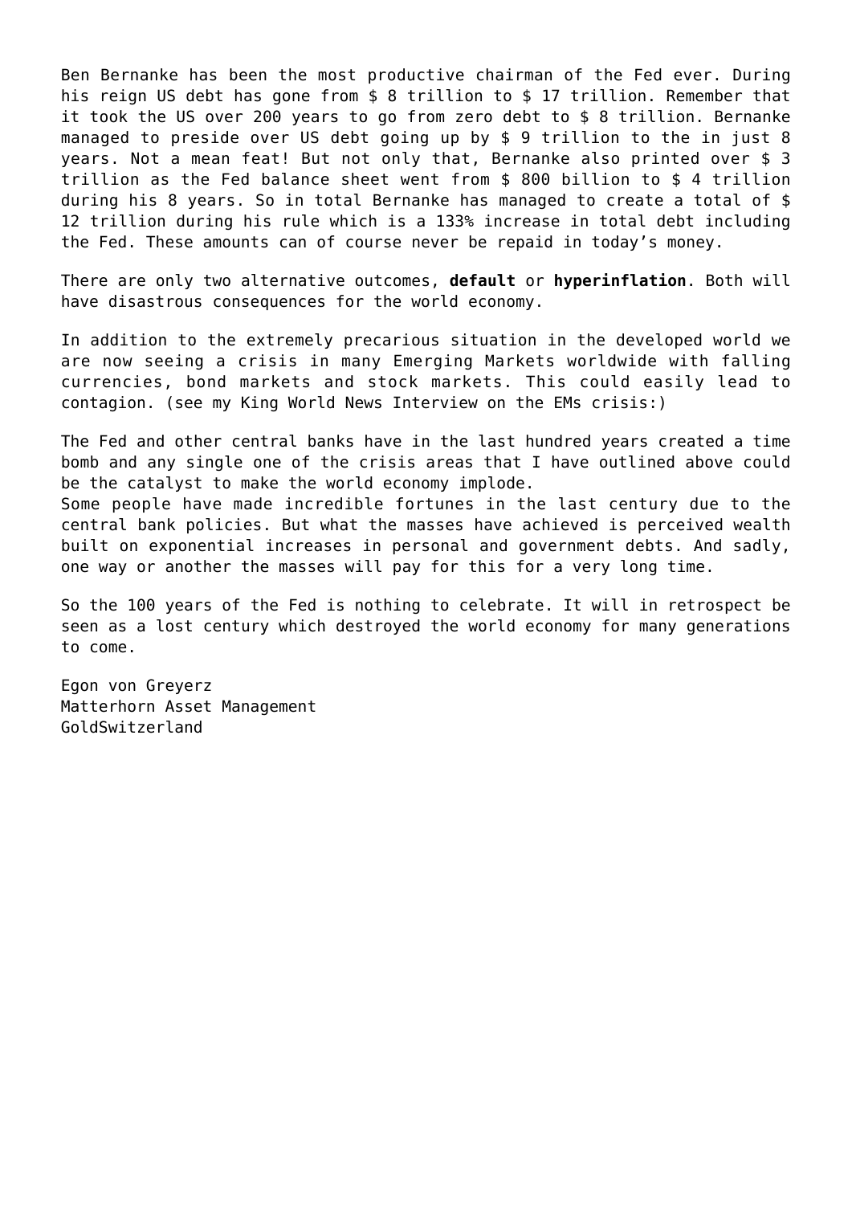Ben Bernanke has been the most productive chairman of the Fed ever. During his reign US debt has gone from $ 8 trillion to $ 17 trillion. Remember that it took the US over 200 years to go from zero debt to $ 8 trillion. Bernanke managed to preside over US debt going up by $ 9 trillion to the in just 8 years. Not a mean feat! But not only that, Bernanke also printed over $ 3 trillion as the Fed balance sheet went from $ 800 billion to $ 4 trillion during his 8 years. So in total Bernanke has managed to create a total of $ 12 trillion during his rule which is a 133% increase in total debt including the Fed. These amounts can of course never be repaid in today's money.

There are only two alternative outcomes, **default** or **hyperinflation**. Both will have disastrous consequences for the world economy.

In addition to the extremely precarious situation in the developed world we are now seeing a crisis in many Emerging Markets worldwide with falling currencies, bond markets and stock markets. This could easily lead to contagion. (see my King World News Interview on the EMs crisis:)

The Fed and other central banks have in the last hundred years created a time bomb and any single one of the crisis areas that I have outlined above could be the catalyst to make the world economy implode.
Some people have made incredible fortunes in the last century due to the central bank policies. But what the masses have achieved is perceived wealth built on exponential increases in personal and government debts. And sadly, one way or another the masses will pay for this for a very long time.

So the 100 years of the Fed is nothing to celebrate. It will in retrospect be seen as a lost century which destroyed the world economy for many generations to come.

Egon von Greyerz
Matterhorn Asset Management
GoldSwitzerland